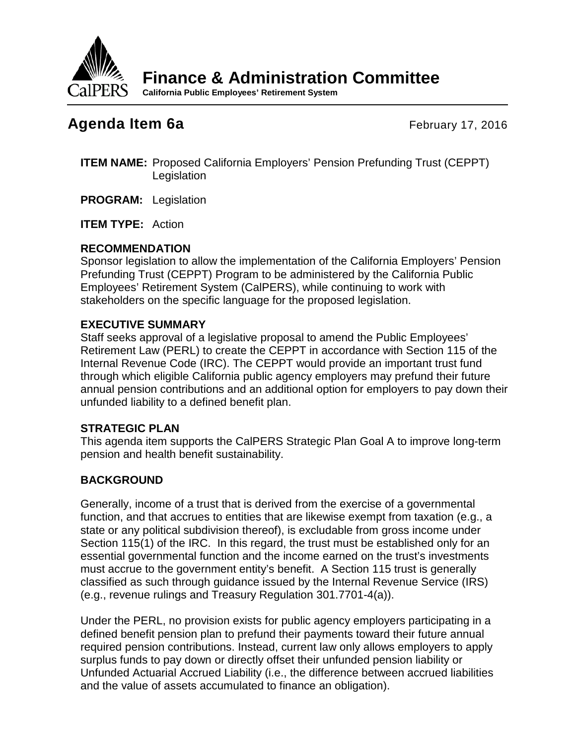# Finance & Administration Committee

**California Public Employees' Retirement System**

## Agenda Item 6a

February 17, 2016

**ITEM NAME:** Proposed California Employers' Pension Prefunding Trust (CEPPT) Legislation

**PROGRAM:** Legislation

**ITEM TYPE:** Action

**RECOMMENDATION**

Sponsor legislation to allow the implementation of the California Employers' Pension Prefunding Trust (CEPPT) Program to be administered by the California Public Employees' Retirement System (CalPERS), while continuing to work with stakeholders on the specific language for the proposed legislation.

**EXECUTIVE SUMMARY**

Staff seeks approval of a legislative proposal to amend the Public Employees' Retirement Law (PERL) to create the CEPPT in accordance with Section 115 of the Internal Revenue Code (IRC). The CEPPT would provide an important trust fund through which eligible California public agency employers may prefund their future annual pension contributions and an additional option for employers to pay down their unfunded liability to a defined benefit plan.

**STRATEGIC PLAN**

This agenda item supports the CalPERS Strategic Plan Goal A to improve long-term pension and health benefit sustainability.

**BACKGROUND**

Generally, income of a trust that is derived from the exercise of a governmental function, and that accrues to entities that are likewise exempt from taxation (e.g., a state or any political subdivision thereof), is excludable from gross income under Section 115(1) of the IRC. In this regard, the trust must be established only for an essential governmental function and the income earned on the trust's investments must accrue to the government entity's benefit. A Section 115 trust is generally classified as such through guidance issued by the Internal Revenue Service (IRS) (e.g., revenue rulings and Treasury Regulation 301.7701-4(a)).

Under the PERL, no provision exists for public agency employers participating in a defined benefit pension plan to prefund their payments toward their future annual required pension contributions. Instead, current law only allows employers to apply surplus funds to pay down or directly offset their unfunded pension liability or Unfunded Actuarial Accrued Liability (i.e., the difference between accrued liabilities and the value of assets accumulated to finance an obligation).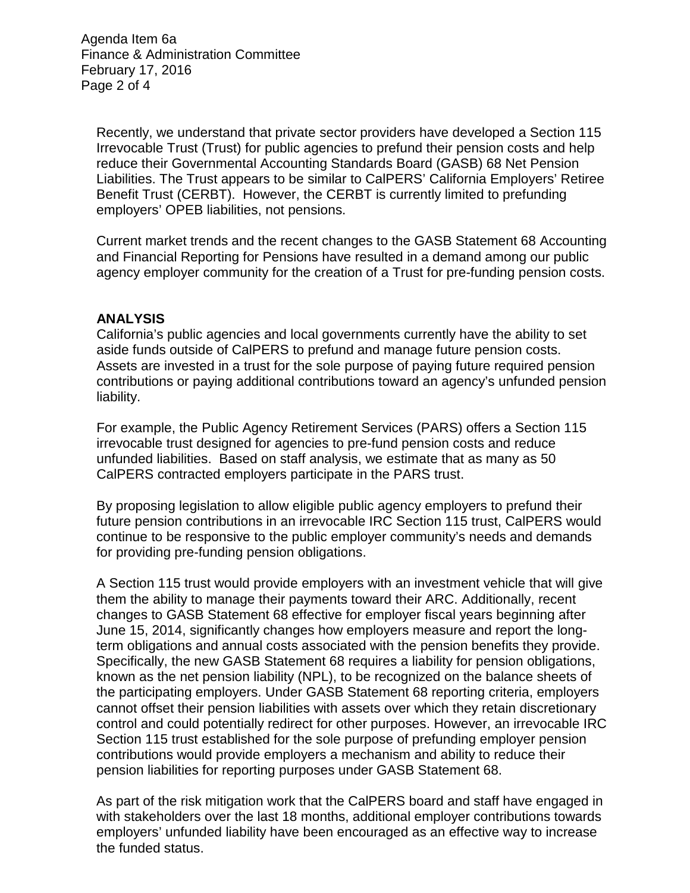Recently, we understand that private sector providers have developed a Section 115 Irrevocable Trust (Trust) for public agencies to prefund their pension costs and help reduce their Governmental Accounting Standards Board (GASB) 68 Net Pension Liabilities. The Trust appears to be similar to CalPERS' California Employers' Retiree Benefit Trust (CERBT). However, the CERBT is currently limited to prefunding employers' OPEB liabilities, not pensions.

Current market trends and the recent changes to the GASB Statement 68 Accounting and Financial Reporting for Pensions have resulted in a demand among our public agency employer community for the creation of a Trust for pre-funding pension costs.

**ANALYSIS**

California's public agencies and local governments currently have the ability to set aside funds outside of CalPERS to prefund and manage future pension costs. Assets are invested in a trust for the sole purpose of paying future required pension contributions or paying additional contributions toward an agency's unfunded pension liability.

For example, the Public Agency Retirement Services (PARS) offers a Section 115 irrevocable trust designed for agencies to pre-fund pension costs and reduce unfunded liabilities. Based on staff analysis, we estimate that as many as 50 CalPERS contracted employers participate in the PARS trust.

By proposing legislation to allow eligible public agency employers to prefund their future pension contributions in an irrevocable IRC Section 115 trust, CalPERS would continue to be responsive to the public employer community's needs and demands for providing pre-funding pension obligations.

A Section 115 trust would provide employers with an investment vehicle that will give them the ability to manage their payments toward their ARC. Additionally, recent changes to GASB Statement 68 effective for employer fiscal years beginning after June 15, 2014, significantly changes how employers measure and report the long-term obligations and annual costs associated with the pension benefits they provide. Specifically, the new GASB Statement 68 requires a liability for pension obligations, known as the net pension liability (NPL), to be recognized on the balance sheets of the participating employers. Under GASB Statement 68 reporting criteria, employers cannot offset their pension liabilities with assets over which they retain discretionary control and could potentially redirect for other purposes. However, an irrevocable IRC Section 115 trust established for the sole purpose of prefunding employer pension contributions would provide employers a mechanism and ability to reduce their pension liabilities for reporting purposes under GASB Statement 68.

As part of the risk mitigation work that the CalPERS board and staff have engaged in with stakeholders over the last 18 months, additional employer contributions towards employers' unfunded liability have been encouraged as an effective way to increase the funded status.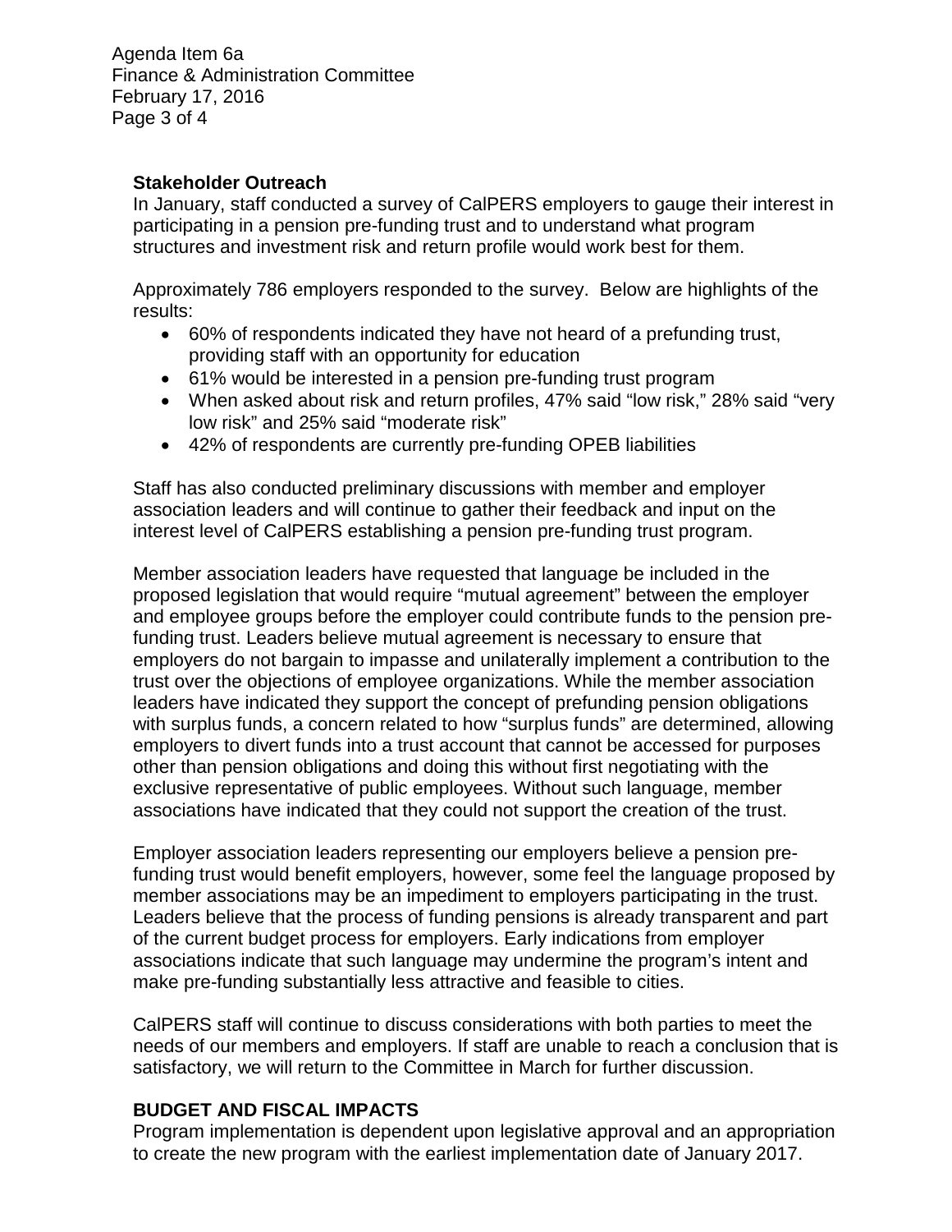**Stakeholder Outreach**

In January, staff conducted a survey of CalPERS employers to gauge their interest in participating in a pension pre-funding trust and to understand what program structures and investment risk and return profile would work best for them.

Approximately 786 employers responded to the survey. Below are highlights of the results:

- 60% of respondents indicated they have not heard of a prefunding trust, providing staff with an opportunity for education
- 61% would be interested in a pension pre-funding trust program
- When asked about risk and return profiles, 47% said "low risk," 28% said "very low risk" and 25% said "moderate risk"
- 42% of respondents are currently pre-funding OPEB liabilities

Staff has also conducted preliminary discussions with member and employer association leaders and will continue to gather their feedback and input on the interest level of CalPERS establishing a pension pre-funding trust program.

Member association leaders have requested that language be included in the proposed legislation that would require "mutual agreement" between the employer and employee groups before the employer could contribute funds to the pension pre-funding trust. Leaders believe mutual agreement is necessary to ensure that employers do not bargain to impasse and unilaterally implement a contribution to the trust over the objections of employee organizations. While the member association leaders have indicated they support the concept of prefunding pension obligations with surplus funds, a concern related to how "surplus funds" are determined, allowing employers to divert funds into a trust account that cannot be accessed for purposes other than pension obligations and doing this without first negotiating with the exclusive representative of public employees. Without such language, member associations have indicated that they could not support the creation of the trust.

Employer association leaders representing our employers believe a pension pre-funding trust would benefit employers, however, some feel the language proposed by member associations may be an impediment to employers participating in the trust. Leaders believe that the process of funding pensions is already transparent and part of the current budget process for employers. Early indications from employer associations indicate that such language may undermine the program's intent and make pre-funding substantially less attractive and feasible to cities.

CalPERS staff will continue to discuss considerations with both parties to meet the needs of our members and employers. If staff are unable to reach a conclusion that is satisfactory, we will return to the Committee in March for further discussion.

**BUDGET AND FISCAL IMPACTS**

Program implementation is dependent upon legislative approval and an appropriation to create the new program with the earliest implementation date of January 2017.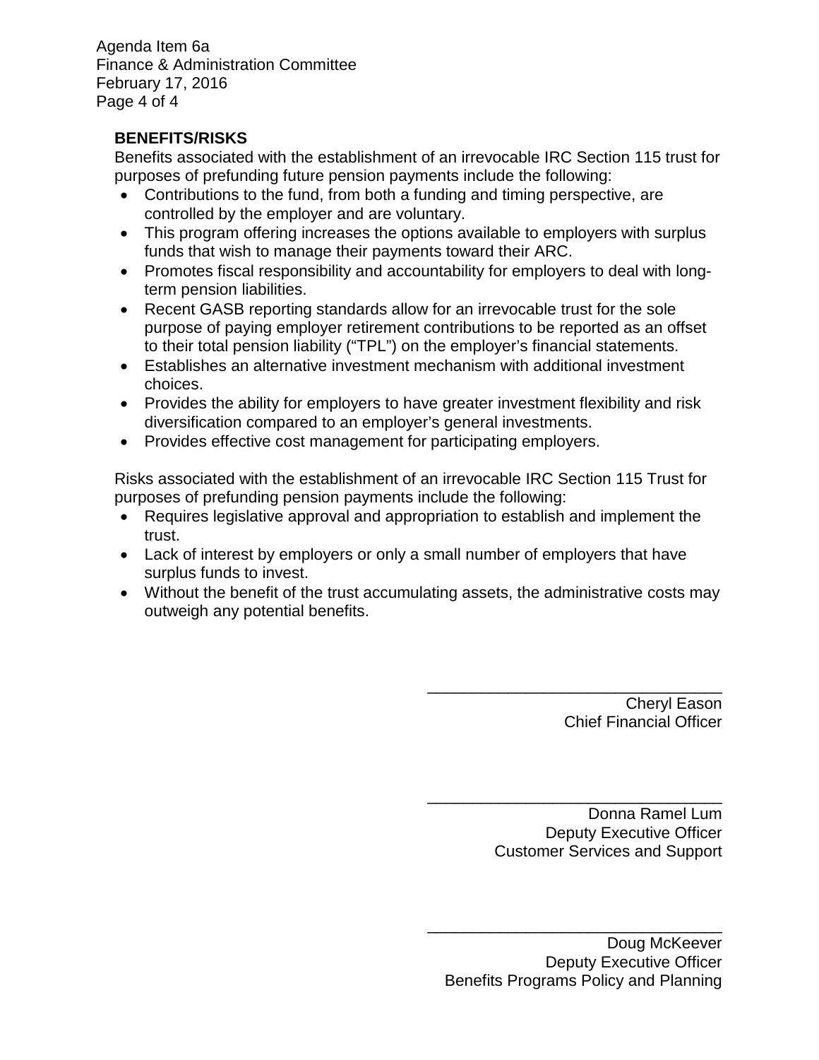**BENEFITS/RISKS**

Benefits associated with the establishment of an irrevocable IRC Section 115 trust for purposes of prefunding future pension payments include the following:

- Contributions to the fund, from both a funding and timing perspective, are controlled by the employer and are voluntary.
- This program offering increases the options available to employers with surplus funds that wish to manage their payments toward their ARC.
- Promotes fiscal responsibility and accountability for employers to deal with long-term pension liabilities.
- Recent GASB reporting standards allow for an irrevocable trust for the sole purpose of paying employer retirement contributions to be reported as an offset to their total pension liability ("TPL") on the employer's financial statements.
- Establishes an alternative investment mechanism with additional investment choices.
- Provides the ability for employers to have greater investment flexibility and risk diversification compared to an employer's general investments.
- Provides effective cost management for participating employers.

Risks associated with the establishment of an irrevocable IRC Section 115 Trust for purposes of prefunding pension payments include the following:

- Requires legislative approval and appropriation to establish and implement the trust.
- Lack of interest by employers or only a small number of employers that have surplus funds to invest.
- Without the benefit of the trust accumulating assets, the administrative costs may outweigh any potential benefits.

\_\_\_\_\_\_\_\_\_\_\_\_\_\_\_\_\_\_\_\_\_\_\_\_\_\_\_\_\_\_\_\_\_\_

Cheryl Eason
Chief Financial Officer

\_\_\_\_\_\_\_\_\_\_\_\_\_\_\_\_\_\_\_\_\_\_\_\_\_\_\_\_\_\_\_\_\_\_

Donna Ramel Lum
Deputy Executive Officer
Customer Services and Support

\_\_\_\_\_\_\_\_\_\_\_\_\_\_\_\_\_\_\_\_\_\_\_\_\_\_\_\_\_\_\_\_\_\_

Doug McKeever
Deputy Executive Officer
Benefits Programs Policy and Planning